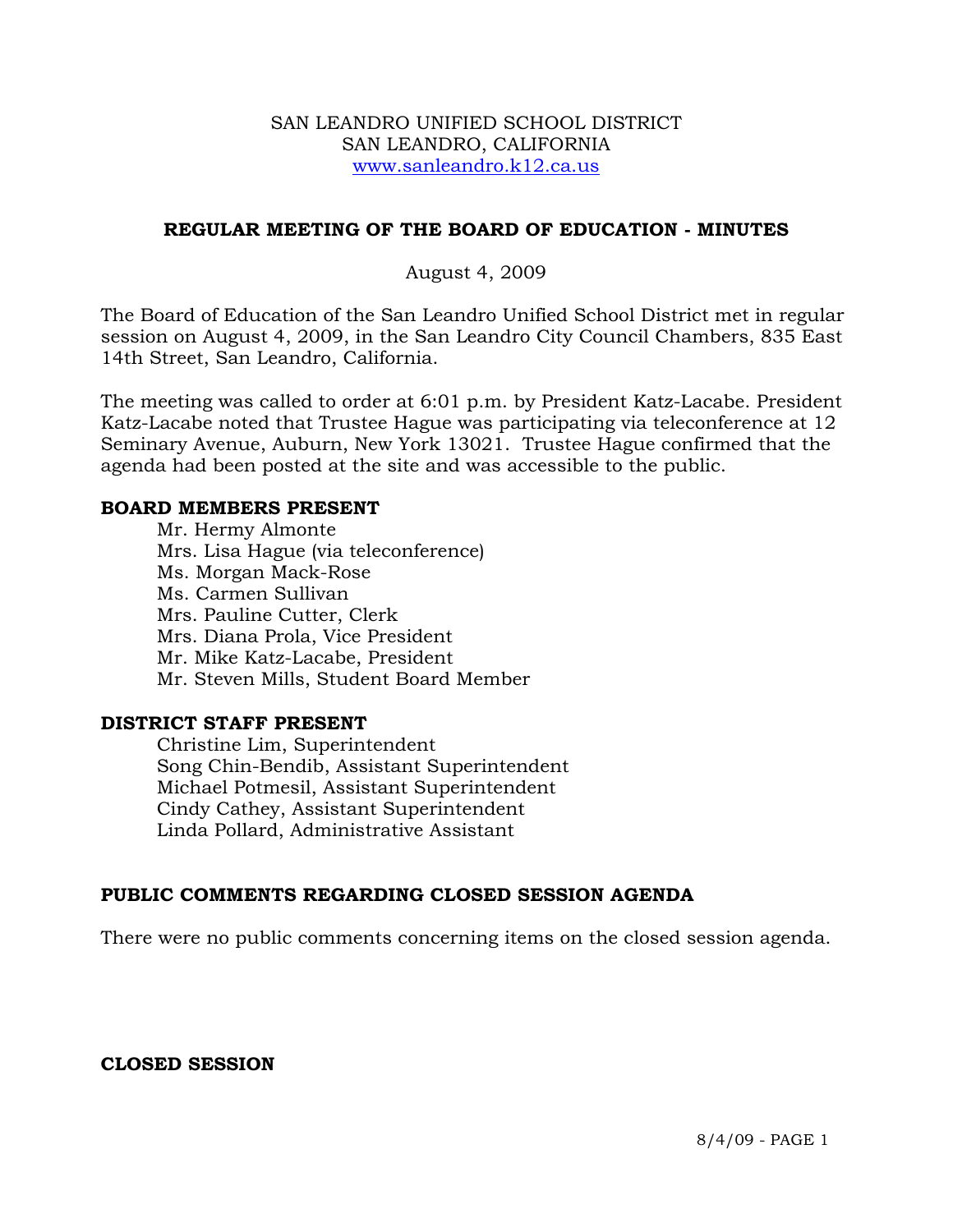SAN LEANDRO UNIFIED SCHOOL DISTRICT
SAN LEANDRO, CALIFORNIA
www.sanleandro.k12.ca.us

## REGULAR MEETING OF THE BOARD OF EDUCATION - MINUTES

August 4, 2009

The Board of Education of the San Leandro Unified School District met in regular session on August 4, 2009, in the San Leandro City Council Chambers, 835 East 14th Street, San Leandro, California.

The meeting was called to order at 6:01 p.m. by President Katz-Lacabe. President Katz-Lacabe noted that Trustee Hague was participating via teleconference at 12 Seminary Avenue, Auburn, New York 13021. Trustee Hague confirmed that the agenda had been posted at the site and was accessible to the public.

### BOARD MEMBERS PRESENT

Mr. Hermy Almonte
Mrs. Lisa Hague (via teleconference)
Ms. Morgan Mack-Rose
Ms. Carmen Sullivan
Mrs. Pauline Cutter, Clerk
Mrs. Diana Prola, Vice President
Mr. Mike Katz-Lacabe, President
Mr. Steven Mills, Student Board Member

### DISTRICT STAFF PRESENT

Christine Lim, Superintendent
Song Chin-Bendib, Assistant Superintendent
Michael Potmesil, Assistant Superintendent
Cindy Cathey, Assistant Superintendent
Linda Pollard, Administrative Assistant

### PUBLIC COMMENTS REGARDING CLOSED SESSION AGENDA

There were no public comments concerning items on the closed session agenda.

### CLOSED SESSION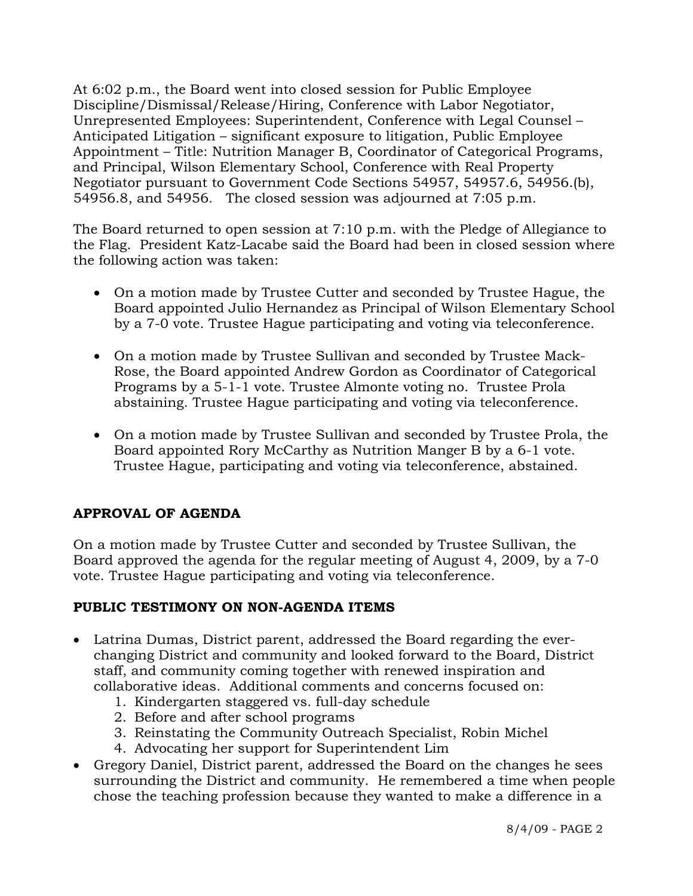At 6:02 p.m., the Board went into closed session for Public Employee Discipline/Dismissal/Release/Hiring, Conference with Labor Negotiator, Unrepresented Employees: Superintendent, Conference with Legal Counsel – Anticipated Litigation – significant exposure to litigation, Public Employee Appointment – Title: Nutrition Manager B, Coordinator of Categorical Programs, and Principal, Wilson Elementary School, Conference with Real Property Negotiator pursuant to Government Code Sections 54957, 54957.6, 54956.(b), 54956.8, and 54956. The closed session was adjourned at 7:05 p.m.

The Board returned to open session at 7:10 p.m. with the Pledge of Allegiance to the Flag. President Katz-Lacabe said the Board had been in closed session where the following action was taken:

- On a motion made by Trustee Cutter and seconded by Trustee Hague, the Board appointed Julio Hernandez as Principal of Wilson Elementary School by a 7-0 vote. Trustee Hague participating and voting via teleconference.
- On a motion made by Trustee Sullivan and seconded by Trustee Mack-Rose, the Board appointed Andrew Gordon as Coordinator of Categorical Programs by a 5-1-1 vote. Trustee Almonte voting no. Trustee Prola abstaining. Trustee Hague participating and voting via teleconference.
- On a motion made by Trustee Sullivan and seconded by Trustee Prola, the Board appointed Rory McCarthy as Nutrition Manger B by a 6-1 vote. Trustee Hague, participating and voting via teleconference, abstained.

## APPROVAL OF AGENDA

On a motion made by Trustee Cutter and seconded by Trustee Sullivan, the Board approved the agenda for the regular meeting of August 4, 2009, by a 7-0 vote. Trustee Hague participating and voting via teleconference.

## PUBLIC TESTIMONY ON NON-AGENDA ITEMS

- Latrina Dumas, District parent, addressed the Board regarding the ever-changing District and community and looked forward to the Board, District staff, and community coming together with renewed inspiration and collaborative ideas. Additional comments and concerns focused on:
  1. Kindergarten staggered vs. full-day schedule
  2. Before and after school programs
  3. Reinstating the Community Outreach Specialist, Robin Michel
  4. Advocating her support for Superintendent Lim
- Gregory Daniel, District parent, addressed the Board on the changes he sees surrounding the District and community. He remembered a time when people chose the teaching profession because they wanted to make a difference in a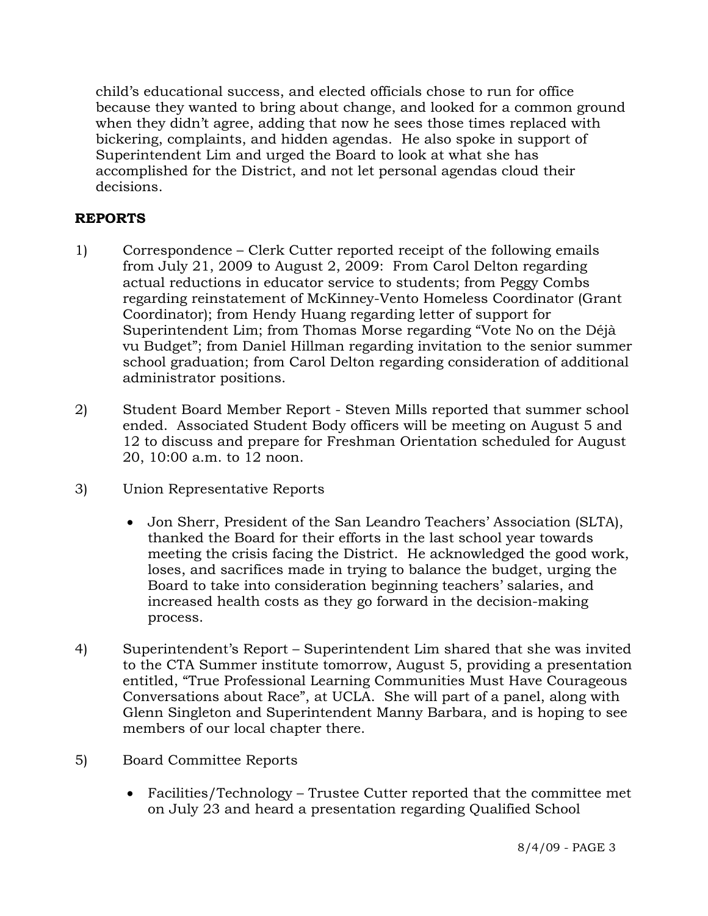child's educational success, and elected officials chose to run for office because they wanted to bring about change, and looked for a common ground when they didn't agree, adding that now he sees those times replaced with bickering, complaints, and hidden agendas. He also spoke in support of Superintendent Lim and urged the Board to look at what she has accomplished for the District, and not let personal agendas cloud their decisions.

**REPORTS**

1) Correspondence – Clerk Cutter reported receipt of the following emails from July 21, 2009 to August 2, 2009: From Carol Delton regarding actual reductions in educator service to students; from Peggy Combs regarding reinstatement of McKinney-Vento Homeless Coordinator (Grant Coordinator); from Hendy Huang regarding letter of support for Superintendent Lim; from Thomas Morse regarding "Vote No on the Déjà vu Budget"; from Daniel Hillman regarding invitation to the senior summer school graduation; from Carol Delton regarding consideration of additional administrator positions.

2) Student Board Member Report - Steven Mills reported that summer school ended. Associated Student Body officers will be meeting on August 5 and 12 to discuss and prepare for Freshman Orientation scheduled for August 20, 10:00 a.m. to 12 noon.

3) Union Representative Reports

   - Jon Sherr, President of the San Leandro Teachers' Association (SLTA), thanked the Board for their efforts in the last school year towards meeting the crisis facing the District. He acknowledged the good work, loses, and sacrifices made in trying to balance the budget, urging the Board to take into consideration beginning teachers' salaries, and increased health costs as they go forward in the decision-making process.

4) Superintendent's Report – Superintendent Lim shared that she was invited to the CTA Summer institute tomorrow, August 5, providing a presentation entitled, "True Professional Learning Communities Must Have Courageous Conversations about Race", at UCLA. She will part of a panel, along with Glenn Singleton and Superintendent Manny Barbara, and is hoping to see members of our local chapter there.

5) Board Committee Reports

   - Facilities/Technology – Trustee Cutter reported that the committee met on July 23 and heard a presentation regarding Qualified School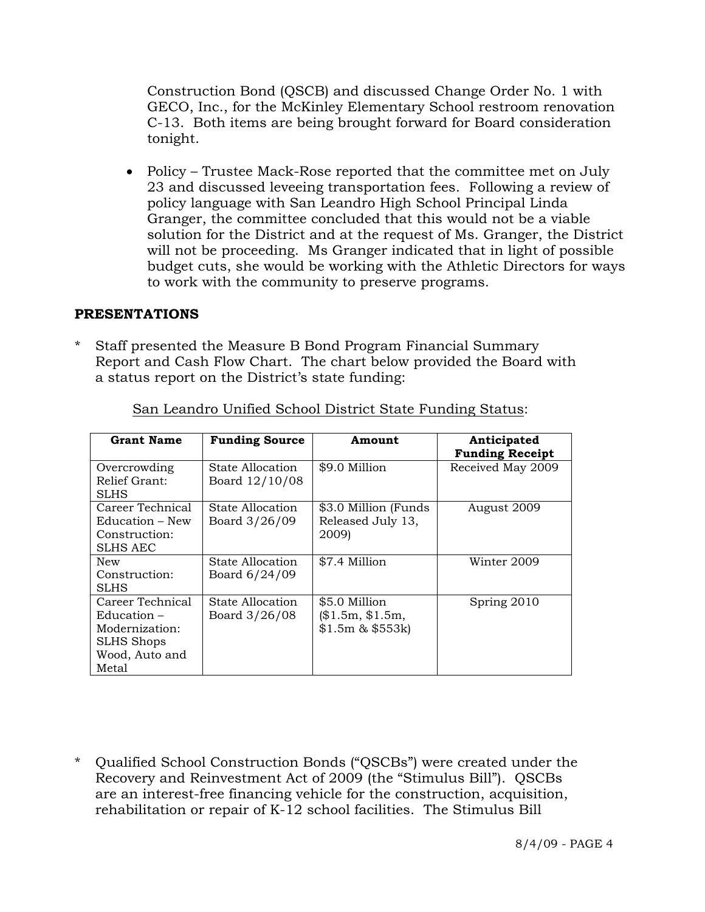Construction Bond (QSCB) and discussed Change Order No. 1 with GECO, Inc., for the McKinley Elementary School restroom renovation C-13. Both items are being brought forward for Board consideration tonight.

- Policy – Trustee Mack-Rose reported that the committee met on July 23 and discussed leveeing transportation fees. Following a review of policy language with San Leandro High School Principal Linda Granger, the committee concluded that this would not be a viable solution for the District and at the request of Ms. Granger, the District will not be proceeding. Ms Granger indicated that in light of possible budget cuts, she would be working with the Athletic Directors for ways to work with the community to preserve programs.

## PRESENTATIONS

\* Staff presented the Measure B Bond Program Financial Summary Report and Cash Flow Chart. The chart below provided the Board with a status report on the District's state funding:

San Leandro Unified School District State Funding Status:

| Grant Name | Funding Source | Amount | Anticipated Funding Receipt |
|---|---|---|---|
| Overcrowding Relief Grant: SLHS | State Allocation Board 12/10/08 | $9.0 Million | Received May 2009 |
| Career Technical Education – New Construction: SLHS AEC | State Allocation Board 3/26/09 | $3.0 Million (Funds Released July 13, 2009) | August 2009 |
| New Construction: SLHS | State Allocation Board 6/24/09 | $7.4 Million | Winter 2009 |
| Career Technical Education – Modernization: SLHS Shops Wood, Auto and Metal | State Allocation Board 3/26/08 | $5.0 Million ($1.5m, $1.5m, $1.5m & $553k) | Spring 2010 |

\* Qualified School Construction Bonds ("QSCBs") were created under the Recovery and Reinvestment Act of 2009 (the "Stimulus Bill"). QSCBs are an interest-free financing vehicle for the construction, acquisition, rehabilitation or repair of K-12 school facilities. The Stimulus Bill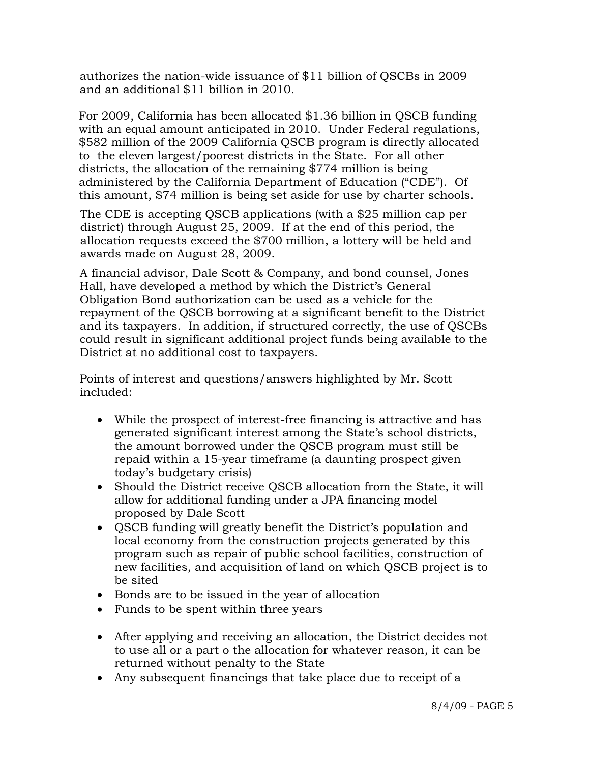authorizes the nation-wide issuance of $11 billion of QSCBs in 2009 and an additional $11 billion in 2010.

For 2009, California has been allocated $1.36 billion in QSCB funding with an equal amount anticipated in 2010. Under Federal regulations, $582 million of the 2009 California QSCB program is directly allocated to the eleven largest/poorest districts in the State. For all other districts, the allocation of the remaining $774 million is being administered by the California Department of Education ("CDE"). Of this amount, $74 million is being set aside for use by charter schools.

The CDE is accepting QSCB applications (with a $25 million cap per district) through August 25, 2009. If at the end of this period, the allocation requests exceed the $700 million, a lottery will be held and awards made on August 28, 2009.

A financial advisor, Dale Scott & Company, and bond counsel, Jones Hall, have developed a method by which the District's General Obligation Bond authorization can be used as a vehicle for the repayment of the QSCB borrowing at a significant benefit to the District and its taxpayers. In addition, if structured correctly, the use of QSCBs could result in significant additional project funds being available to the District at no additional cost to taxpayers.

Points of interest and questions/answers highlighted by Mr. Scott included:

- While the prospect of interest-free financing is attractive and has generated significant interest among the State's school districts, the amount borrowed under the QSCB program must still be repaid within a 15-year timeframe (a daunting prospect given today's budgetary crisis)
- Should the District receive QSCB allocation from the State, it will allow for additional funding under a JPA financing model proposed by Dale Scott
- QSCB funding will greatly benefit the District's population and local economy from the construction projects generated by this program such as repair of public school facilities, construction of new facilities, and acquisition of land on which QSCB project is to be sited
- Bonds are to be issued in the year of allocation
- Funds to be spent within three years
- After applying and receiving an allocation, the District decides not to use all or a part o the allocation for whatever reason, it can be returned without penalty to the State
- Any subsequent financings that take place due to receipt of a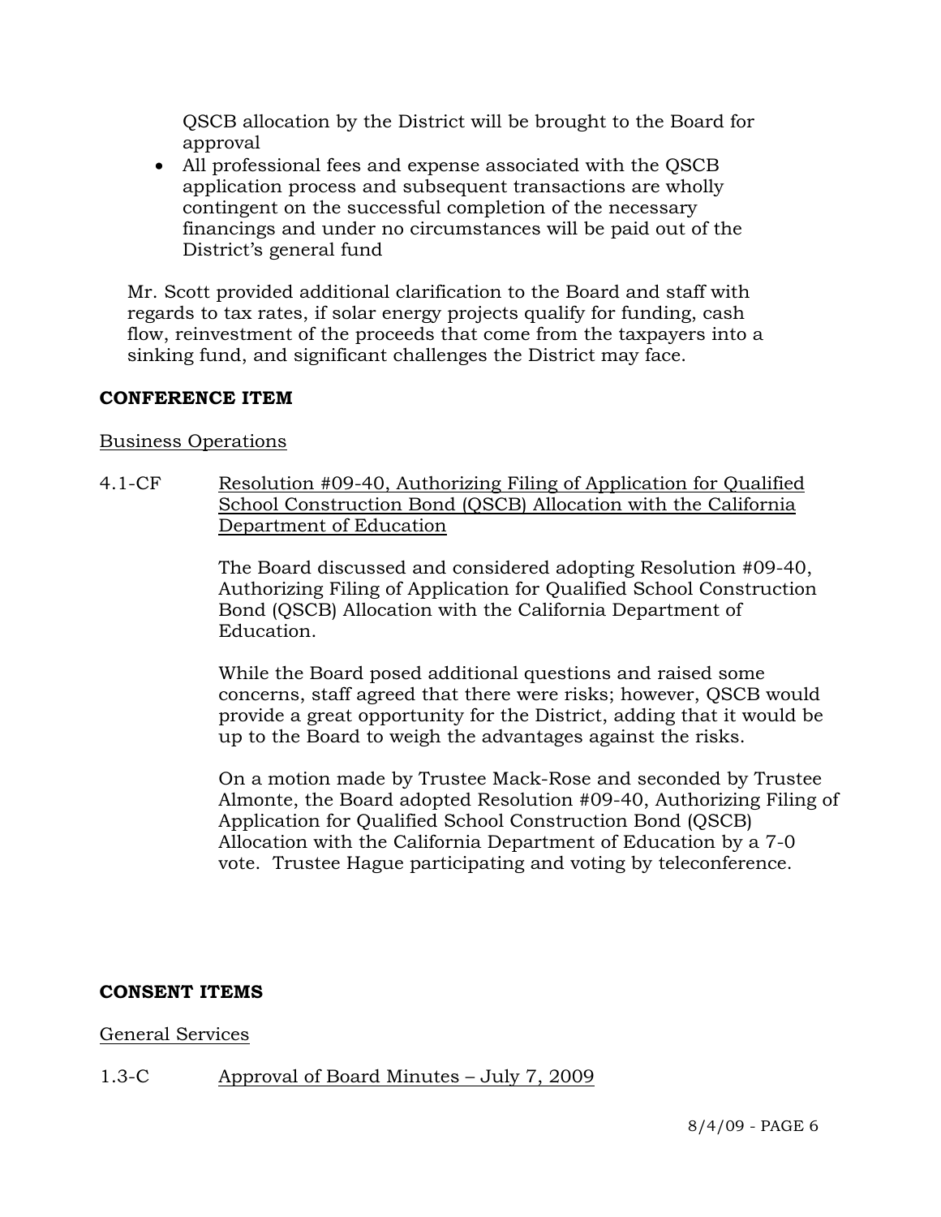QSCB allocation by the District will be brought to the Board for approval

- All professional fees and expense associated with the QSCB application process and subsequent transactions are wholly contingent on the successful completion of the necessary financings and under no circumstances will be paid out of the District's general fund

Mr. Scott provided additional clarification to the Board and staff with regards to tax rates, if solar energy projects qualify for funding, cash flow, reinvestment of the proceeds that come from the taxpayers into a sinking fund, and significant challenges the District may face.

**CONFERENCE ITEM**

Business Operations

4.1-CF Resolution #09-40, Authorizing Filing of Application for Qualified School Construction Bond (QSCB) Allocation with the California Department of Education

The Board discussed and considered adopting Resolution #09-40, Authorizing Filing of Application for Qualified School Construction Bond (QSCB) Allocation with the California Department of Education.

While the Board posed additional questions and raised some concerns, staff agreed that there were risks; however, QSCB would provide a great opportunity for the District, adding that it would be up to the Board to weigh the advantages against the risks.

On a motion made by Trustee Mack-Rose and seconded by Trustee Almonte, the Board adopted Resolution #09-40, Authorizing Filing of Application for Qualified School Construction Bond (QSCB) Allocation with the California Department of Education by a 7-0 vote. Trustee Hague participating and voting by teleconference.

**CONSENT ITEMS**

General Services

1.3-C Approval of Board Minutes – July 7, 2009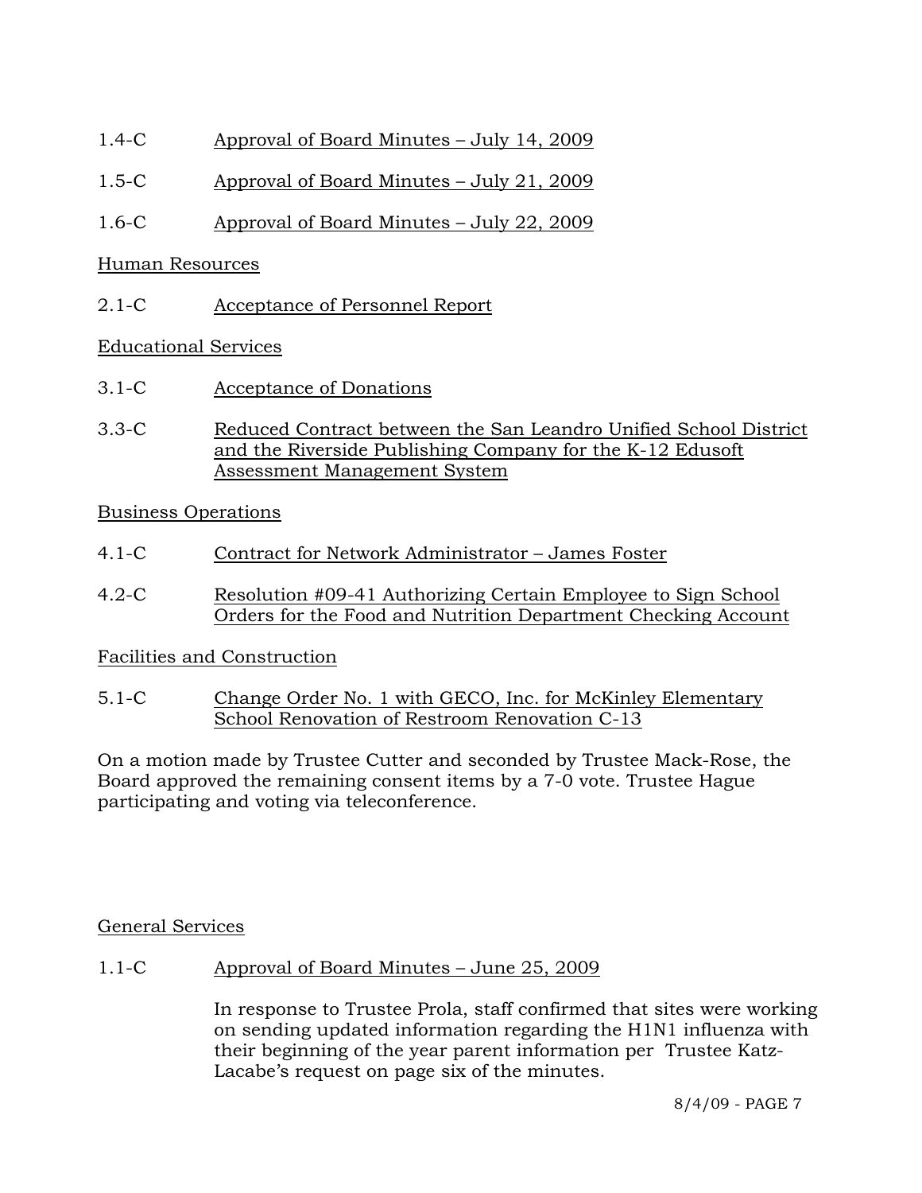1.4-C Approval of Board Minutes – July 14, 2009

1.5-C Approval of Board Minutes – July 21, 2009

1.6-C Approval of Board Minutes – July 22, 2009

Human Resources

2.1-C Acceptance of Personnel Report

Educational Services

3.1-C Acceptance of Donations

3.3-C Reduced Contract between the San Leandro Unified School District and the Riverside Publishing Company for the K-12 Edusoft Assessment Management System

Business Operations

4.1-C Contract for Network Administrator – James Foster

4.2-C Resolution #09-41 Authorizing Certain Employee to Sign School Orders for the Food and Nutrition Department Checking Account

Facilities and Construction

5.1-C Change Order No. 1 with GECO, Inc. for McKinley Elementary School Renovation of Restroom Renovation C-13

On a motion made by Trustee Cutter and seconded by Trustee Mack-Rose, the Board approved the remaining consent items by a 7-0 vote. Trustee Hague participating and voting via teleconference.

General Services

1.1-C Approval of Board Minutes – June 25, 2009

In response to Trustee Prola, staff confirmed that sites were working on sending updated information regarding the H1N1 influenza with their beginning of the year parent information per Trustee Katz-Lacabe's request on page six of the minutes.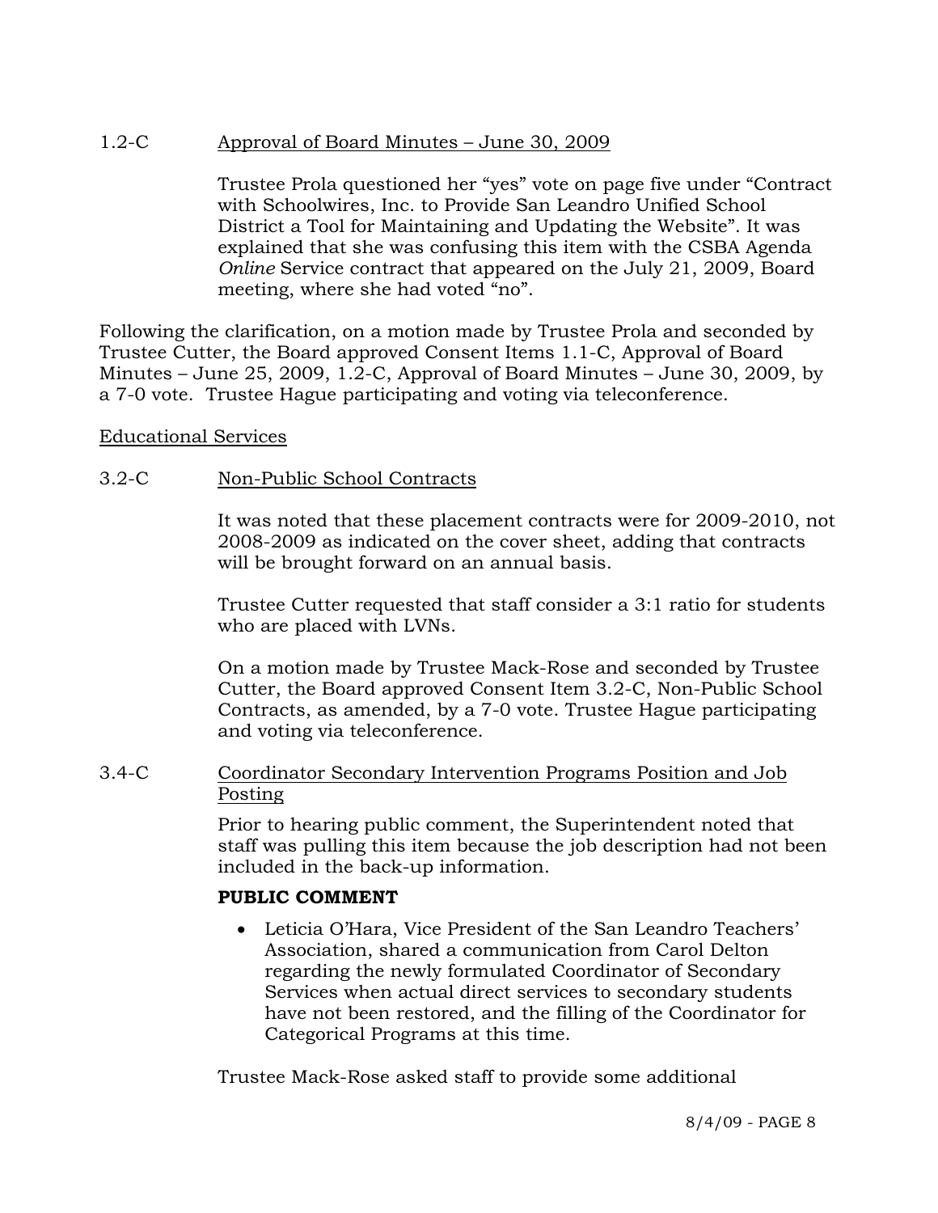1.2-C Approval of Board Minutes – June 30, 2009

Trustee Prola questioned her "yes" vote on page five under "Contract with Schoolwires, Inc. to Provide San Leandro Unified School District a Tool for Maintaining and Updating the Website". It was explained that she was confusing this item with the CSBA Agenda *Online* Service contract that appeared on the July 21, 2009, Board meeting, where she had voted "no".

Following the clarification, on a motion made by Trustee Prola and seconded by Trustee Cutter, the Board approved Consent Items 1.1-C, Approval of Board Minutes – June 25, 2009, 1.2-C, Approval of Board Minutes – June 30, 2009, by a 7-0 vote. Trustee Hague participating and voting via teleconference.

Educational Services

3.2-C Non-Public School Contracts

It was noted that these placement contracts were for 2009-2010, not 2008-2009 as indicated on the cover sheet, adding that contracts will be brought forward on an annual basis.

Trustee Cutter requested that staff consider a 3:1 ratio for students who are placed with LVNs.

On a motion made by Trustee Mack-Rose and seconded by Trustee Cutter, the Board approved Consent Item 3.2-C, Non-Public School Contracts, as amended, by a 7-0 vote. Trustee Hague participating and voting via teleconference.

3.4-C Coordinator Secondary Intervention Programs Position and Job Posting

Prior to hearing public comment, the Superintendent noted that staff was pulling this item because the job description had not been included in the back-up information.

**PUBLIC COMMENT**

- Leticia O'Hara, Vice President of the San Leandro Teachers' Association, shared a communication from Carol Delton regarding the newly formulated Coordinator of Secondary Services when actual direct services to secondary students have not been restored, and the filling of the Coordinator for Categorical Programs at this time.

Trustee Mack-Rose asked staff to provide some additional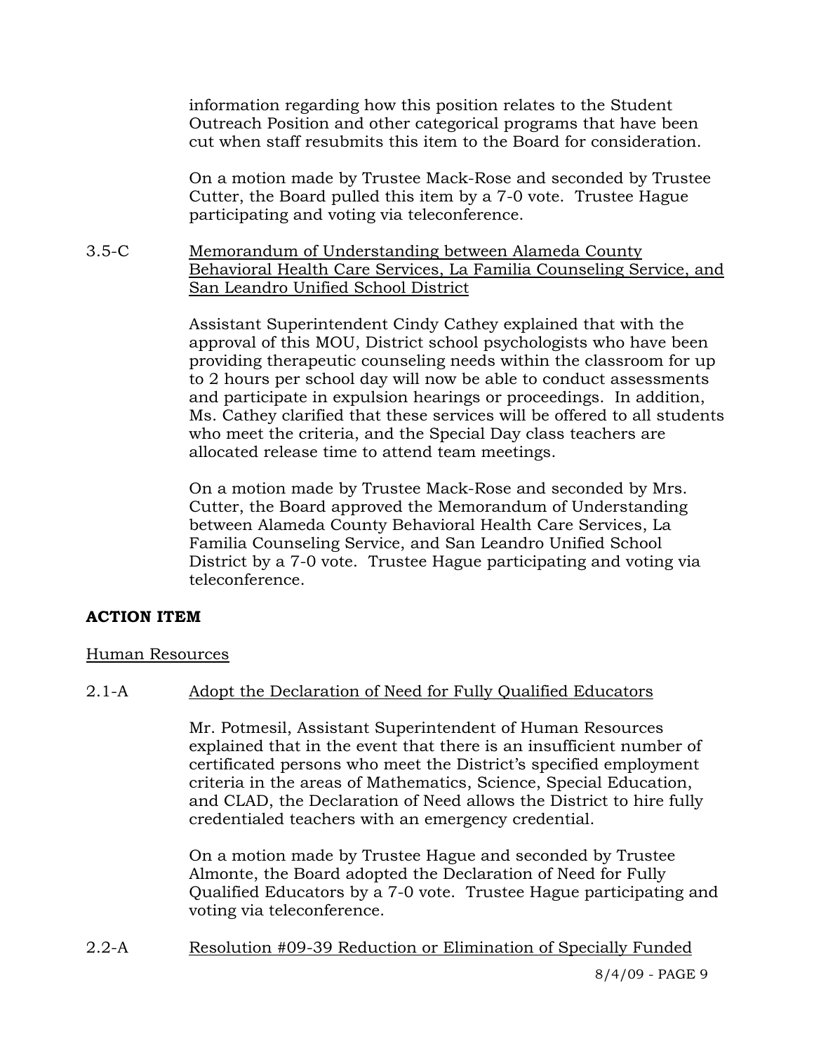information regarding how this position relates to the Student Outreach Position and other categorical programs that have been cut when staff resubmits this item to the Board for consideration.

On a motion made by Trustee Mack-Rose and seconded by Trustee Cutter, the Board pulled this item by a 7-0 vote. Trustee Hague participating and voting via teleconference.

3.5-C Memorandum of Understanding between Alameda County Behavioral Health Care Services, La Familia Counseling Service, and San Leandro Unified School District

Assistant Superintendent Cindy Cathey explained that with the approval of this MOU, District school psychologists who have been providing therapeutic counseling needs within the classroom for up to 2 hours per school day will now be able to conduct assessments and participate in expulsion hearings or proceedings. In addition, Ms. Cathey clarified that these services will be offered to all students who meet the criteria, and the Special Day class teachers are allocated release time to attend team meetings.

On a motion made by Trustee Mack-Rose and seconded by Mrs. Cutter, the Board approved the Memorandum of Understanding between Alameda County Behavioral Health Care Services, La Familia Counseling Service, and San Leandro Unified School District by a 7-0 vote. Trustee Hague participating and voting via teleconference.

**ACTION ITEM**

Human Resources

2.1-A Adopt the Declaration of Need for Fully Qualified Educators

Mr. Potmesil, Assistant Superintendent of Human Resources explained that in the event that there is an insufficient number of certificated persons who meet the District's specified employment criteria in the areas of Mathematics, Science, Special Education, and CLAD, the Declaration of Need allows the District to hire fully credentialed teachers with an emergency credential.

On a motion made by Trustee Hague and seconded by Trustee Almonte, the Board adopted the Declaration of Need for Fully Qualified Educators by a 7-0 vote. Trustee Hague participating and voting via teleconference.

2.2-A Resolution #09-39 Reduction or Elimination of Specially Funded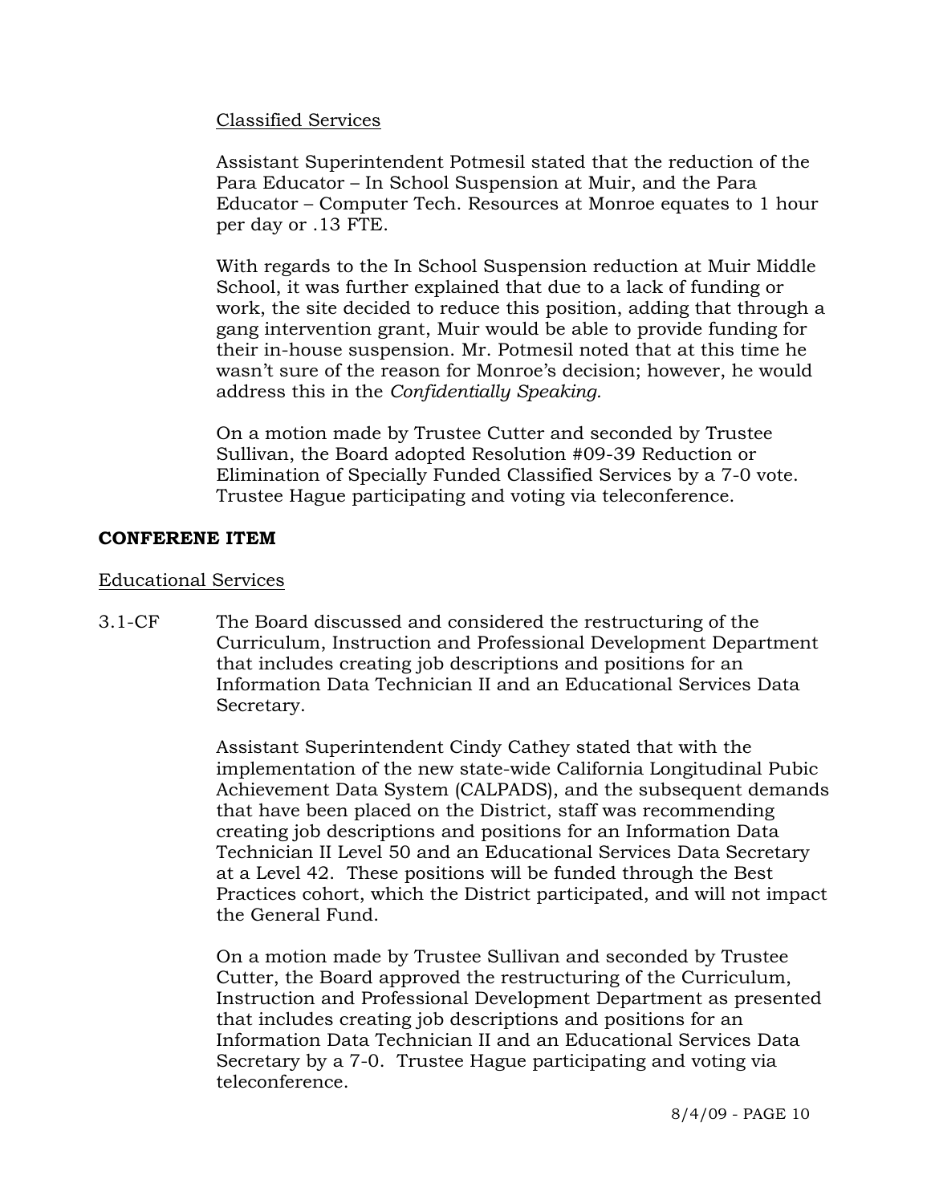Classified Services

Assistant Superintendent Potmesil stated that the reduction of the Para Educator – In School Suspension at Muir, and the Para Educator – Computer Tech. Resources at Monroe equates to 1 hour per day or .13 FTE.

With regards to the In School Suspension reduction at Muir Middle School, it was further explained that due to a lack of funding or work, the site decided to reduce this position, adding that through a gang intervention grant, Muir would be able to provide funding for their in-house suspension. Mr. Potmesil noted that at this time he wasn't sure of the reason for Monroe's decision; however, he would address this in the *Confidentially Speaking.*

On a motion made by Trustee Cutter and seconded by Trustee Sullivan, the Board adopted Resolution #09-39 Reduction or Elimination of Specially Funded Classified Services by a 7-0 vote. Trustee Hague participating and voting via teleconference.

**CONFERENE ITEM**

Educational Services

3.1-CF The Board discussed and considered the restructuring of the Curriculum, Instruction and Professional Development Department that includes creating job descriptions and positions for an Information Data Technician II and an Educational Services Data Secretary.

Assistant Superintendent Cindy Cathey stated that with the implementation of the new state-wide California Longitudinal Pubic Achievement Data System (CALPADS), and the subsequent demands that have been placed on the District, staff was recommending creating job descriptions and positions for an Information Data Technician II Level 50 and an Educational Services Data Secretary at a Level 42. These positions will be funded through the Best Practices cohort, which the District participated, and will not impact the General Fund.

On a motion made by Trustee Sullivan and seconded by Trustee Cutter, the Board approved the restructuring of the Curriculum, Instruction and Professional Development Department as presented that includes creating job descriptions and positions for an Information Data Technician II and an Educational Services Data Secretary by a 7-0. Trustee Hague participating and voting via teleconference.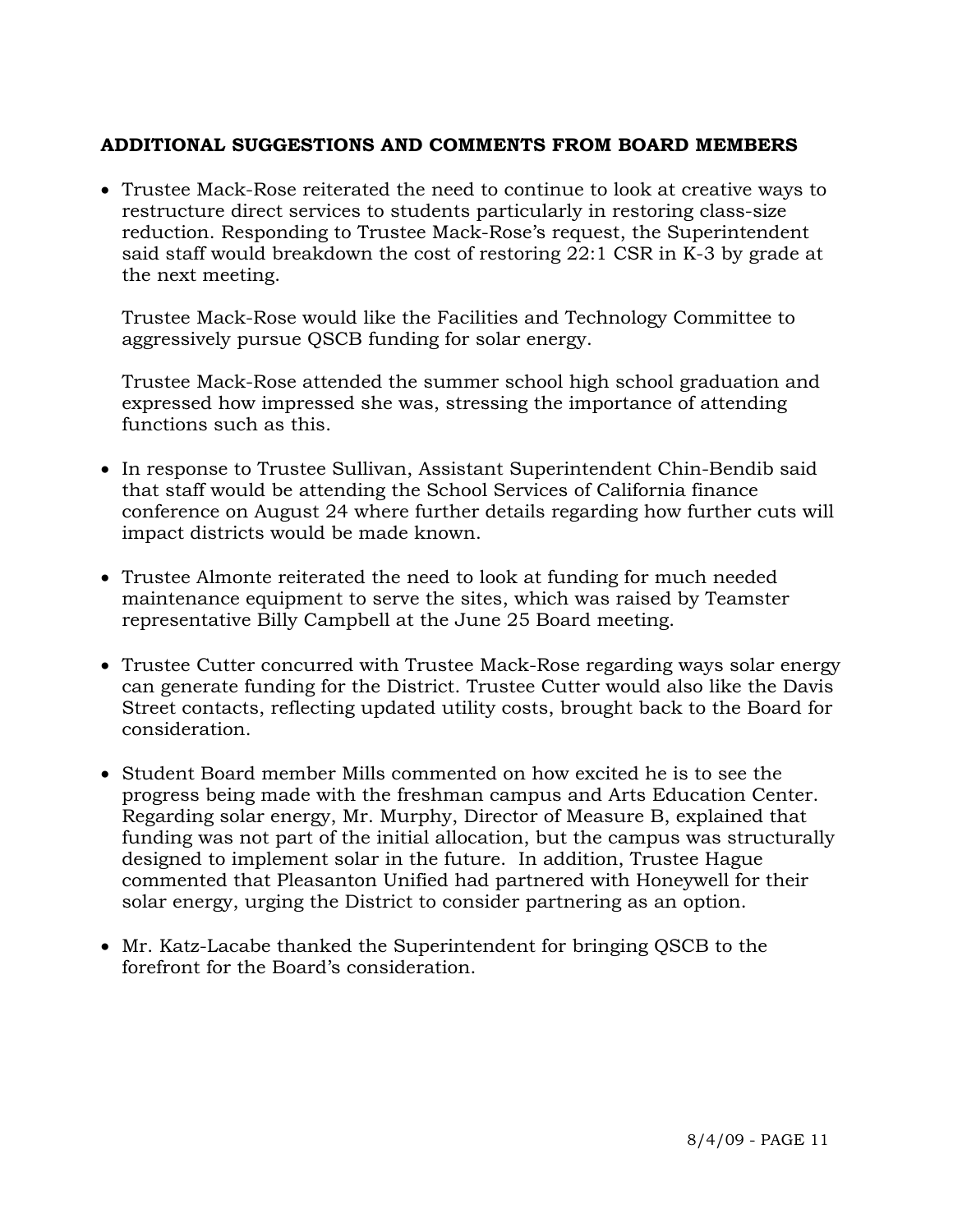**ADDITIONAL SUGGESTIONS AND COMMENTS FROM BOARD MEMBERS**

- Trustee Mack-Rose reiterated the need to continue to look at creative ways to restructure direct services to students particularly in restoring class-size reduction. Responding to Trustee Mack-Rose's request, the Superintendent said staff would breakdown the cost of restoring 22:1 CSR in K-3 by grade at the next meeting.

  Trustee Mack-Rose would like the Facilities and Technology Committee to aggressively pursue QSCB funding for solar energy.

  Trustee Mack-Rose attended the summer school high school graduation and expressed how impressed she was, stressing the importance of attending functions such as this.

- In response to Trustee Sullivan, Assistant Superintendent Chin-Bendib said that staff would be attending the School Services of California finance conference on August 24 where further details regarding how further cuts will impact districts would be made known.

- Trustee Almonte reiterated the need to look at funding for much needed maintenance equipment to serve the sites, which was raised by Teamster representative Billy Campbell at the June 25 Board meeting.

- Trustee Cutter concurred with Trustee Mack-Rose regarding ways solar energy can generate funding for the District. Trustee Cutter would also like the Davis Street contacts, reflecting updated utility costs, brought back to the Board for consideration.

- Student Board member Mills commented on how excited he is to see the progress being made with the freshman campus and Arts Education Center. Regarding solar energy, Mr. Murphy, Director of Measure B, explained that funding was not part of the initial allocation, but the campus was structurally designed to implement solar in the future. In addition, Trustee Hague commented that Pleasanton Unified had partnered with Honeywell for their solar energy, urging the District to consider partnering as an option.

- Mr. Katz-Lacabe thanked the Superintendent for bringing QSCB to the forefront for the Board's consideration.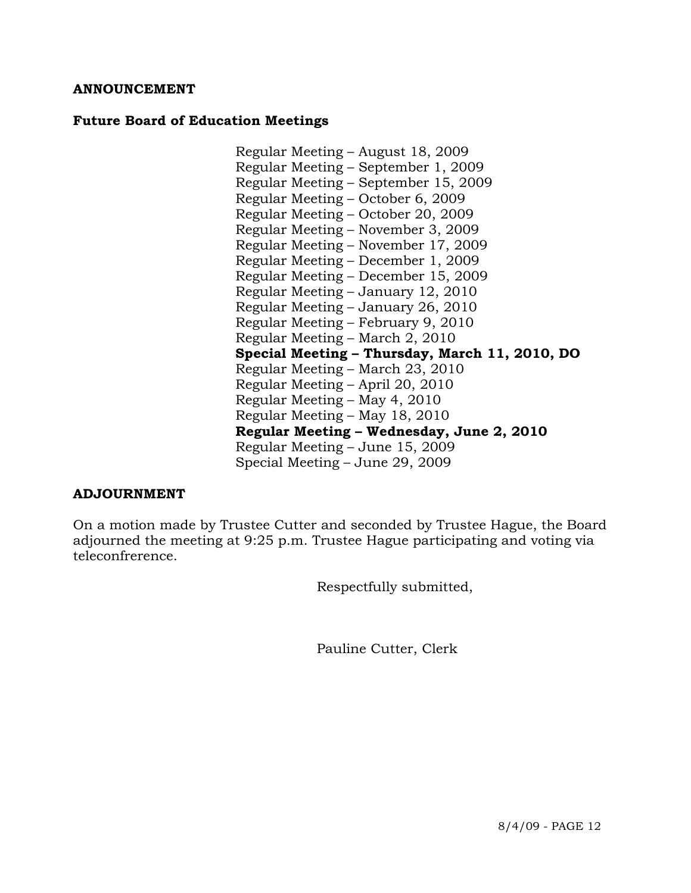**ANNOUNCEMENT**

**Future Board of Education Meetings**

Regular Meeting – August 18, 2009
Regular Meeting – September 1, 2009
Regular Meeting – September 15, 2009
Regular Meeting – October 6, 2009
Regular Meeting – October 20, 2009
Regular Meeting – November 3, 2009
Regular Meeting – November 17, 2009
Regular Meeting – December 1, 2009
Regular Meeting – December 15, 2009
Regular Meeting – January 12, 2010
Regular Meeting – January 26, 2010
Regular Meeting – February 9, 2010
Regular Meeting – March 2, 2010
**Special Meeting – Thursday, March 11, 2010, DO**
Regular Meeting – March 23, 2010
Regular Meeting – April 20, 2010
Regular Meeting – May 4, 2010
Regular Meeting – May 18, 2010
**Regular Meeting – Wednesday, June 2, 2010**
Regular Meeting – June 15, 2009
Special Meeting – June 29, 2009

**ADJOURNMENT**

On a motion made by Trustee Cutter and seconded by Trustee Hague, the Board adjourned the meeting at 9:25 p.m. Trustee Hague participating and voting via teleconfrerence.

Respectfully submitted,

Pauline Cutter, Clerk